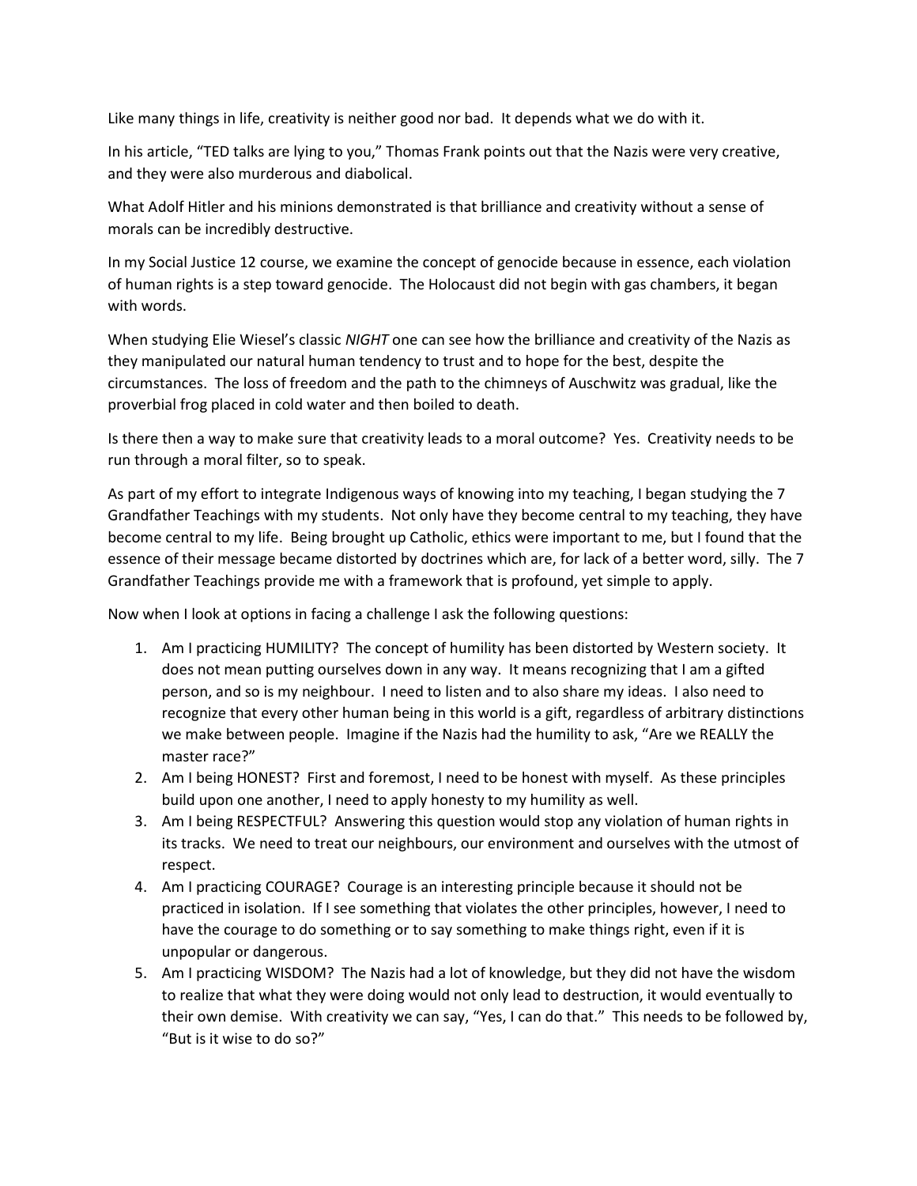Like many things in life, creativity is neither good nor bad. It depends what we do with it.

In his article, "TED talks are lying to you," Thomas Frank points out that the Nazis were very creative, and they were also murderous and diabolical.

What Adolf Hitler and his minions demonstrated is that brilliance and creativity without a sense of morals can be incredibly destructive.

In my Social Justice 12 course, we examine the concept of genocide because in essence, each violation of human rights is a step toward genocide. The Holocaust did not begin with gas chambers, it began with words.

When studying Elie Wiesel's classic *NIGHT* one can see how the brilliance and creativity of the Nazis as they manipulated our natural human tendency to trust and to hope for the best, despite the circumstances. The loss of freedom and the path to the chimneys of Auschwitz was gradual, like the proverbial frog placed in cold water and then boiled to death.

Is there then a way to make sure that creativity leads to a moral outcome? Yes. Creativity needs to be run through a moral filter, so to speak.

As part of my effort to integrate Indigenous ways of knowing into my teaching, I began studying the 7 Grandfather Teachings with my students. Not only have they become central to my teaching, they have become central to my life. Being brought up Catholic, ethics were important to me, but I found that the essence of their message became distorted by doctrines which are, for lack of a better word, silly. The 7 Grandfather Teachings provide me with a framework that is profound, yet simple to apply.

Now when I look at options in facing a challenge I ask the following questions:

1. Am I practicing HUMILITY? The concept of humility has been distorted by Western society. It does not mean putting ourselves down in any way. It means recognizing that I am a gifted person, and so is my neighbour. I need to listen and to also share my ideas. I also need to recognize that every other human being in this world is a gift, regardless of arbitrary distinctions we make between people. Imagine if the Nazis had the humility to ask, "Are we REALLY the master race?"
2. Am I being HONEST? First and foremost, I need to be honest with myself. As these principles build upon one another, I need to apply honesty to my humility as well.
3. Am I being RESPECTFUL? Answering this question would stop any violation of human rights in its tracks. We need to treat our neighbours, our environment and ourselves with the utmost of respect.
4. Am I practicing COURAGE? Courage is an interesting principle because it should not be practiced in isolation. If I see something that violates the other principles, however, I need to have the courage to do something or to say something to make things right, even if it is unpopular or dangerous.
5. Am I practicing WISDOM? The Nazis had a lot of knowledge, but they did not have the wisdom to realize that what they were doing would not only lead to destruction, it would eventually to their own demise. With creativity we can say, "Yes, I can do that." This needs to be followed by, "But is it wise to do so?"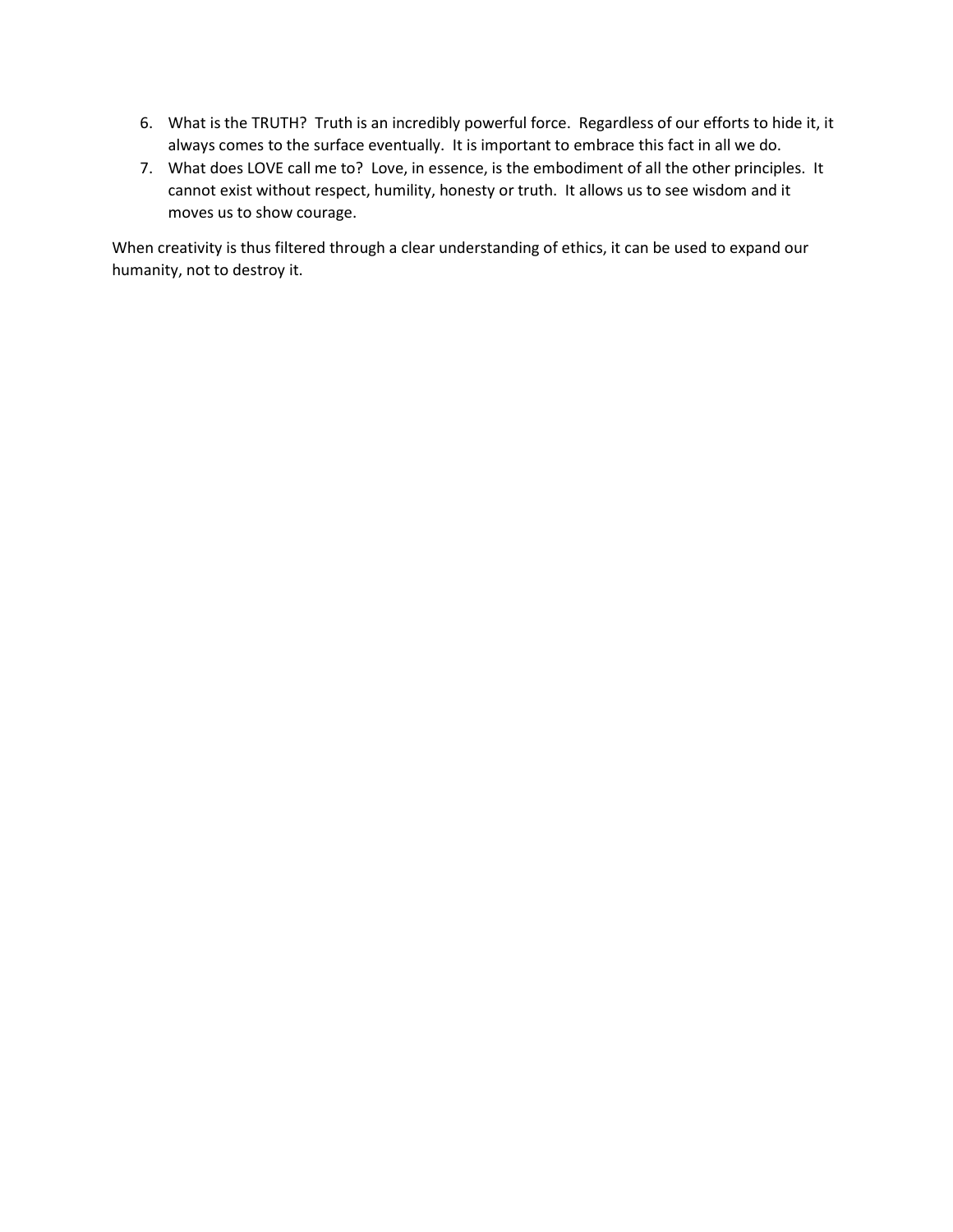6. What is the TRUTH? Truth is an incredibly powerful force. Regardless of our efforts to hide it, it always comes to the surface eventually. It is important to embrace this fact in all we do.
7. What does LOVE call me to? Love, in essence, is the embodiment of all the other principles. It cannot exist without respect, humility, honesty or truth. It allows us to see wisdom and it moves us to show courage.

When creativity is thus filtered through a clear understanding of ethics, it can be used to expand our humanity, not to destroy it.